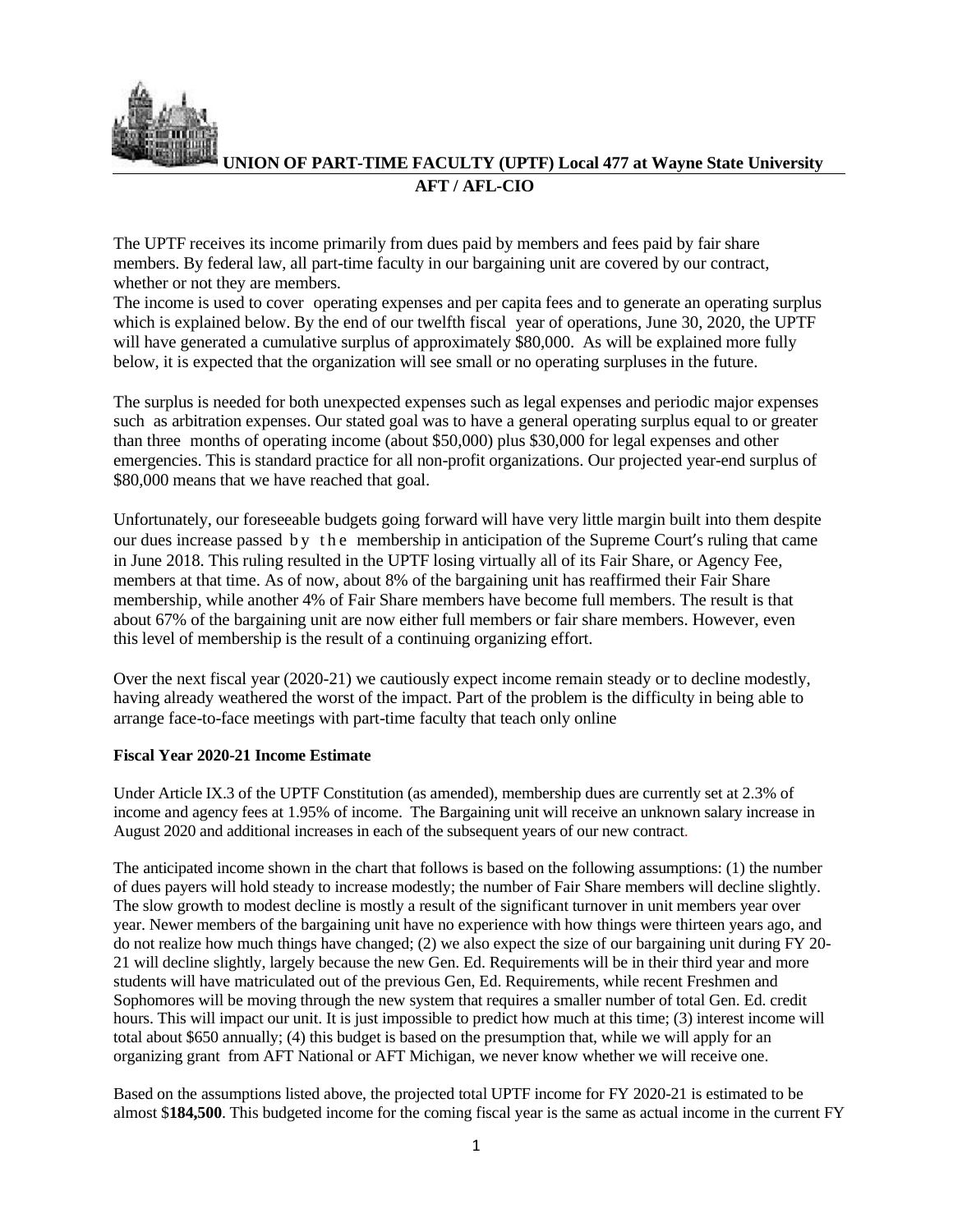**UNION OF PART-TIME FACULTY (UPTF) Local 477 at Wayne State University**
**AFT / AFL-CIO**

The UPTF receives its income primarily from dues paid by members and fees paid by fair share members. By federal law, all part-time faculty in our bargaining unit are covered by our contract, whether or not they are members.
The income is used to cover operating expenses and per capita fees and to generate an operating surplus which is explained below. By the end of our twelfth fiscal year of operations, June 30, 2020, the UPTF will have generated a cumulative surplus of approximately $80,000. As will be explained more fully below, it is expected that the organization will see small or no operating surpluses in the future.

The surplus is needed for both unexpected expenses such as legal expenses and periodic major expenses such as arbitration expenses. Our stated goal was to have a general operating surplus equal to or greater than three months of operating income (about $50,000) plus $30,000 for legal expenses and other emergencies. This is standard practice for all non-profit organizations. Our projected year-end surplus of $80,000 means that we have reached that goal.

Unfortunately, our foreseeable budgets going forward will have very little margin built into them despite our dues increase passed by the membership in anticipation of the Supreme Court's ruling that came in June 2018. This ruling resulted in the UPTF losing virtually all of its Fair Share, or Agency Fee, members at that time. As of now, about 8% of the bargaining unit has reaffirmed their Fair Share membership, while another 4% of Fair Share members have become full members. The result is that about 67% of the bargaining unit are now either full members or fair share members. However, even this level of membership is the result of a continuing organizing effort.

Over the next fiscal year (2020-21) we cautiously expect income remain steady or to decline modestly, having already weathered the worst of the impact. Part of the problem is the difficulty in being able to arrange face-to-face meetings with part-time faculty that teach only online

**Fiscal Year 2020-21 Income Estimate**

Under Article IX.3 of the UPTF Constitution (as amended), membership dues are currently set at 2.3% of income and agency fees at 1.95% of income. The Bargaining unit will receive an unknown salary increase in August 2020 and additional increases in each of the subsequent years of our new contract.

The anticipated income shown in the chart that follows is based on the following assumptions: (1) the number of dues payers will hold steady to increase modestly; the number of Fair Share members will decline slightly. The slow growth to modest decline is mostly a result of the significant turnover in unit members year over year. Newer members of the bargaining unit have no experience with how things were thirteen years ago, and do not realize how much things have changed; (2) we also expect the size of our bargaining unit during FY 20-21 will decline slightly, largely because the new Gen. Ed. Requirements will be in their third year and more students will have matriculated out of the previous Gen, Ed. Requirements, while recent Freshmen and Sophomores will be moving through the new system that requires a smaller number of total Gen. Ed. credit hours. This will impact our unit. It is just impossible to predict how much at this time; (3) interest income will total about $650 annually; (4) this budget is based on the presumption that, while we will apply for an organizing grant from AFT National or AFT Michigan, we never know whether we will receive one.

Based on the assumptions listed above, the projected total UPTF income for FY 2020-21 is estimated to be almost $**184,500**. This budgeted income for the coming fiscal year is the same as actual income in the current FY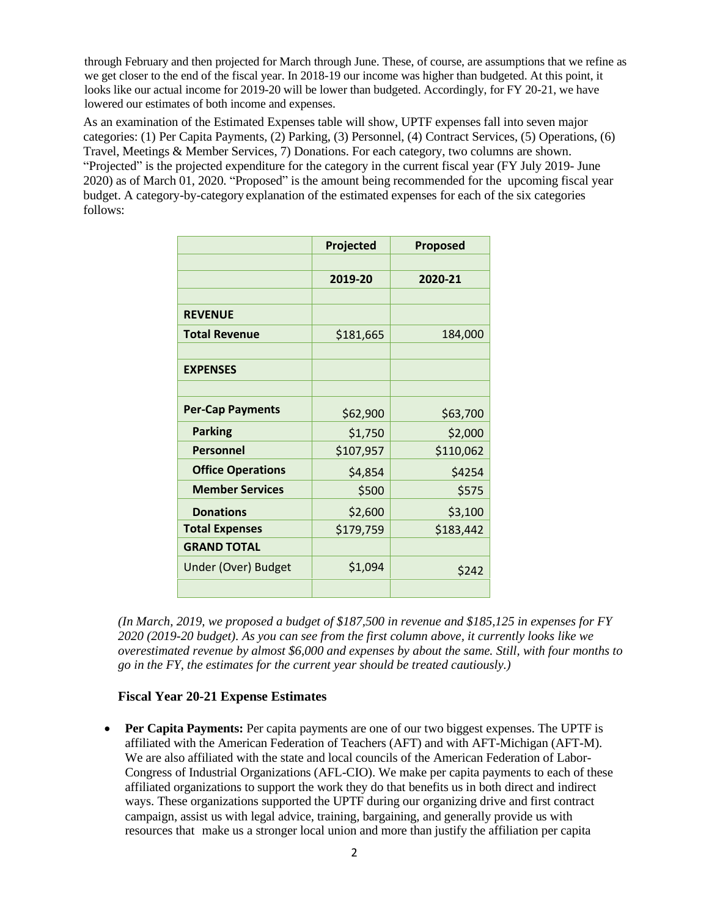through February and then projected for March through June. These, of course, are assumptions that we refine as we get closer to the end of the fiscal year. In 2018-19 our income was higher than budgeted. At this point, it looks like our actual income for 2019-20 will be lower than budgeted. Accordingly, for FY 20-21, we have lowered our estimates of both income and expenses.

As an examination of the Estimated Expenses table will show, UPTF expenses fall into seven major categories: (1) Per Capita Payments, (2) Parking, (3) Personnel, (4) Contract Services, (5) Operations, (6) Travel, Meetings & Member Services, 7) Donations. For each category, two columns are shown. "Projected" is the projected expenditure for the category in the current fiscal year (FY July 2019- June 2020) as of March 01, 2020. "Proposed" is the amount being recommended for the upcoming fiscal year budget. A category-by-category explanation of the estimated expenses for each of the six categories follows:

| | Projected | Proposed |
|---|---|---|
| | | |
| | 2019-20 | 2020-21 |
| | | |
| **REVENUE** | | |
| **Total Revenue** | $181,665 | 184,000 |
| | | |
| **EXPENSES** | | |
| | | |
| **Per-Cap Payments** | $62,900 | $63,700 |
| **Parking** | $1,750 | $2,000 |
| **Personnel** | $107,957 | $110,062 |
| **Office Operations** | $4,854 | $4254 |
| **Member Services** | $500 | $575 |
| **Donations** | $2,600 | $3,100 |
| **Total Expenses** | $179,759 | $183,442 |
| **GRAND TOTAL** | | |
| Under (Over) Budget | $1,094 | $242 |
| | | |

*(In March, 2019, we proposed a budget of $187,500 in revenue and $185,125 in expenses for FY 2020 (2019-20 budget). As you can see from the first column above, it currently looks like we overestimated revenue by almost $6,000 and expenses by about the same. Still, with four months to go in the FY, the estimates for the current year should be treated cautiously.)*

### Fiscal Year 20-21 Expense Estimates

- **Per Capita Payments:** Per capita payments are one of our two biggest expenses. The UPTF is affiliated with the American Federation of Teachers (AFT) and with AFT-Michigan (AFT-M). We are also affiliated with the state and local councils of the American Federation of Labor-Congress of Industrial Organizations (AFL-CIO). We make per capita payments to each of these affiliated organizations to support the work they do that benefits us in both direct and indirect ways. These organizations supported the UPTF during our organizing drive and first contract campaign, assist us with legal advice, training, bargaining, and generally provide us with resources that make us a stronger local union and more than justify the affiliation per capita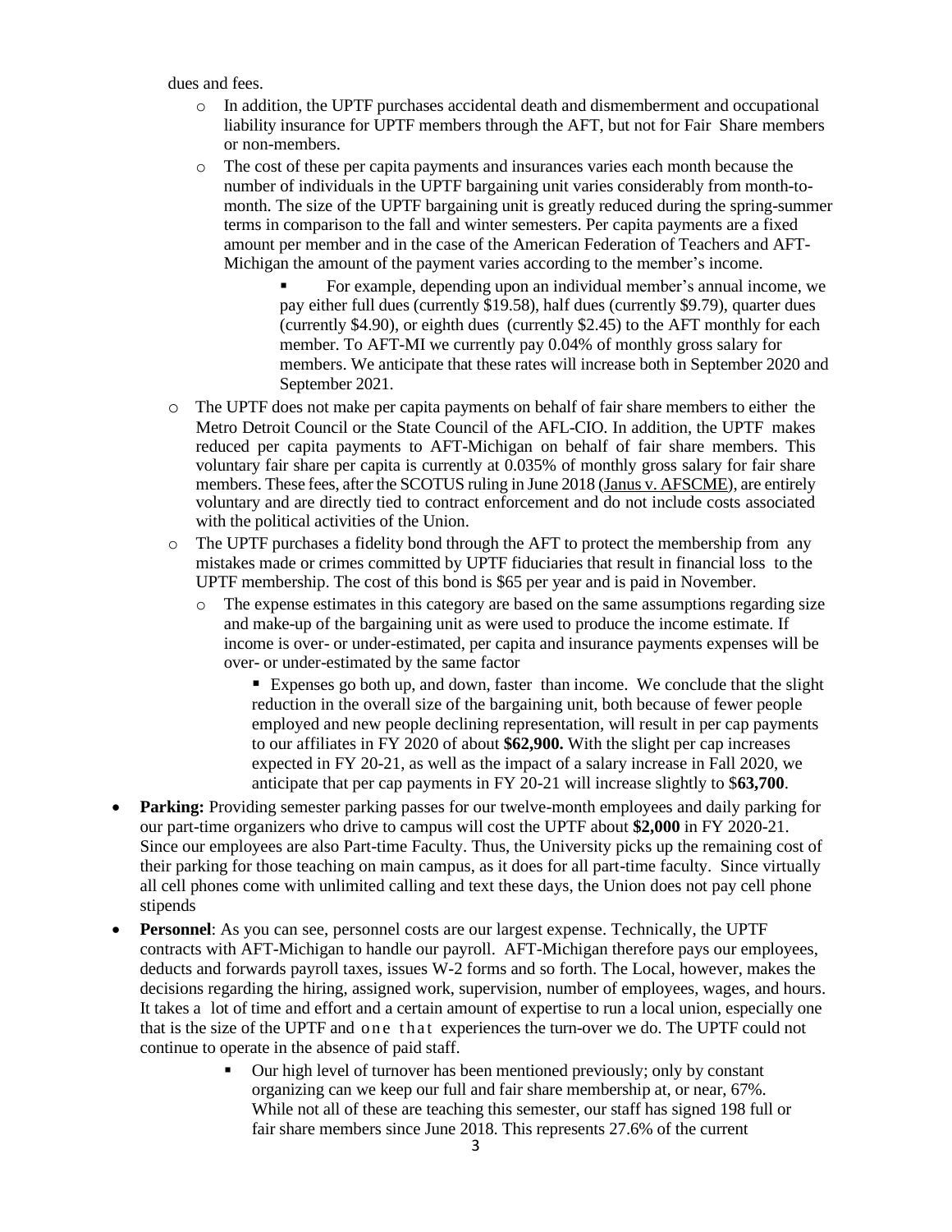dues and fees.

- In addition, the UPTF purchases accidental death and dismemberment and occupational liability insurance for UPTF members through the AFT, but not for Fair Share members or non-members.
- The cost of these per capita payments and insurances varies each month because the number of individuals in the UPTF bargaining unit varies considerably from month-to-month. The size of the UPTF bargaining unit is greatly reduced during the spring-summer terms in comparison to the fall and winter semesters. Per capita payments are a fixed amount per member and in the case of the American Federation of Teachers and AFT-Michigan the amount of the payment varies according to the member's income.
  - For example, depending upon an individual member's annual income, we pay either full dues (currently $19.58), half dues (currently $9.79), quarter dues (currently $4.90), or eighth dues (currently $2.45) to the AFT monthly for each member. To AFT-MI we currently pay 0.04% of monthly gross salary for members. We anticipate that these rates will increase both in September 2020 and September 2021.
- The UPTF does not make per capita payments on behalf of fair share members to either the Metro Detroit Council or the State Council of the AFL-CIO. In addition, the UPTF makes reduced per capita payments to AFT-Michigan on behalf of fair share members. This voluntary fair share per capita is currently at 0.035% of monthly gross salary for fair share members. These fees, after the SCOTUS ruling in June 2018 (Janus v. AFSCME), are entirely voluntary and are directly tied to contract enforcement and do not include costs associated with the political activities of the Union.
- The UPTF purchases a fidelity bond through the AFT to protect the membership from any mistakes made or crimes committed by UPTF fiduciaries that result in financial loss to the UPTF membership. The cost of this bond is $65 per year and is paid in November.
  - The expense estimates in this category are based on the same assumptions regarding size and make-up of the bargaining unit as were used to produce the income estimate. If income is over- or under-estimated, per capita and insurance payments expenses will be over- or under-estimated by the same factor
    - Expenses go both up, and down, faster than income. We conclude that the slight reduction in the overall size of the bargaining unit, both because of fewer people employed and new people declining representation, will result in per cap payments to our affiliates in FY 2020 of about **$62,900.** With the slight per cap increases expected in FY 20-21, as well as the impact of a salary increase in Fall 2020, we anticipate that per cap payments in FY 20-21 will increase slightly to $**63,700**.

- **Parking:** Providing semester parking passes for our twelve-month employees and daily parking for our part-time organizers who drive to campus will cost the UPTF about **$2,000** in FY 2020-21. Since our employees are also Part-time Faculty. Thus, the University picks up the remaining cost of their parking for those teaching on main campus, as it does for all part-time faculty. Since virtually all cell phones come with unlimited calling and text these days, the Union does not pay cell phone stipends
- **Personnel**: As you can see, personnel costs are our largest expense. Technically, the UPTF contracts with AFT-Michigan to handle our payroll. AFT-Michigan therefore pays our employees, deducts and forwards payroll taxes, issues W-2 forms and so forth. The Local, however, makes the decisions regarding the hiring, assigned work, supervision, number of employees, wages, and hours. It takes a lot of time and effort and a certain amount of expertise to run a local union, especially one that is the size of the UPTF and one that experiences the turn-over we do. The UPTF could not continue to operate in the absence of paid staff.
  - Our high level of turnover has been mentioned previously; only by constant organizing can we keep our full and fair share membership at, or near, 67%. While not all of these are teaching this semester, our staff has signed 198 full or fair share members since June 2018. This represents 27.6% of the current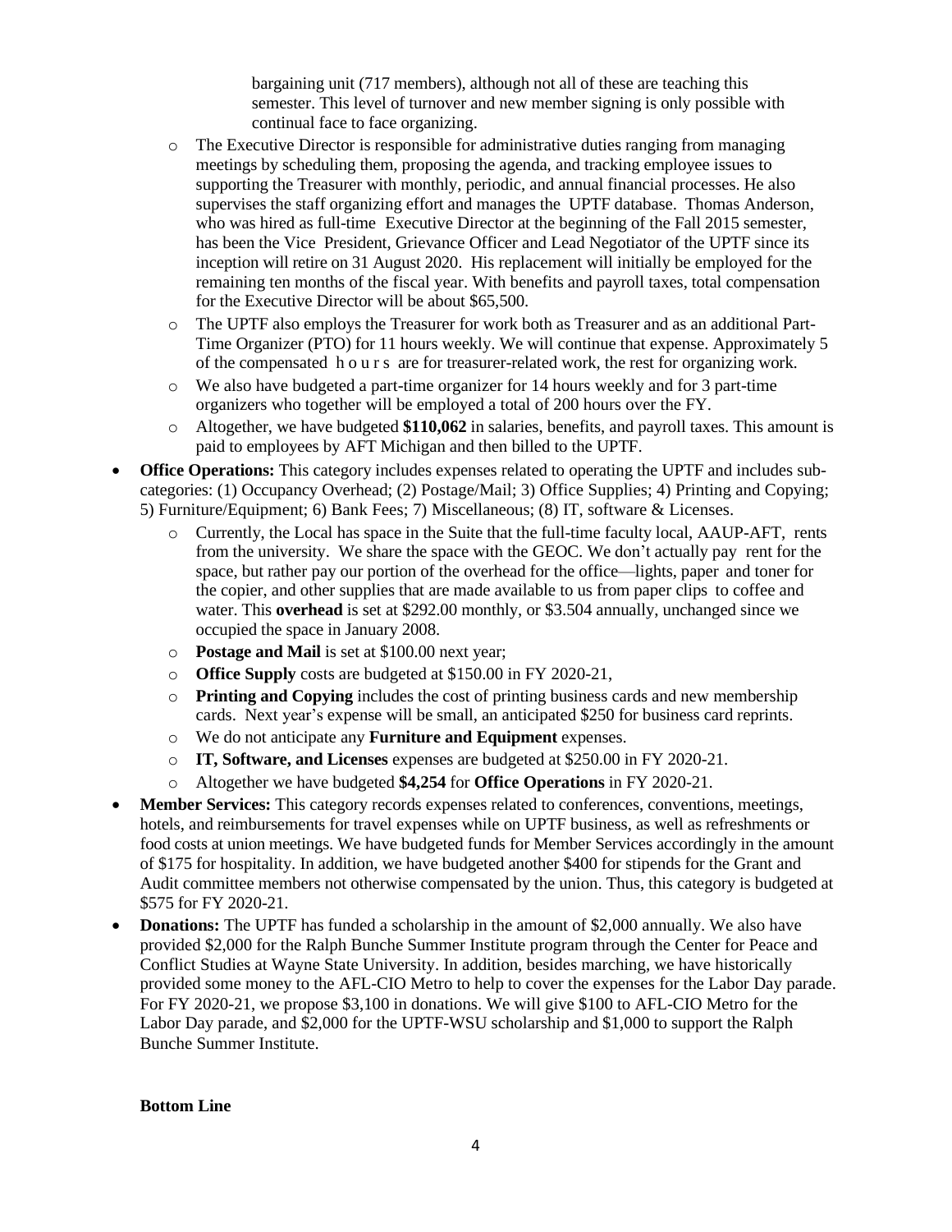bargaining unit (717 members), although not all of these are teaching this semester. This level of turnover and new member signing is only possible with continual face to face organizing.

- The Executive Director is responsible for administrative duties ranging from managing meetings by scheduling them, proposing the agenda, and tracking employee issues to supporting the Treasurer with monthly, periodic, and annual financial processes. He also supervises the staff organizing effort and manages the UPTF database. Thomas Anderson, who was hired as full-time Executive Director at the beginning of the Fall 2015 semester, has been the Vice President, Grievance Officer and Lead Negotiator of the UPTF since its inception will retire on 31 August 2020. His replacement will initially be employed for the remaining ten months of the fiscal year. With benefits and payroll taxes, total compensation for the Executive Director will be about $65,500.
- The UPTF also employs the Treasurer for work both as Treasurer and as an additional Part-Time Organizer (PTO) for 11 hours weekly. We will continue that expense. Approximately 5 of the compensated hours are for treasurer-related work, the rest for organizing work.
- We also have budgeted a part-time organizer for 14 hours weekly and for 3 part-time organizers who together will be employed a total of 200 hours over the FY.
- Altogether, we have budgeted **$110,062** in salaries, benefits, and payroll taxes. This amount is paid to employees by AFT Michigan and then billed to the UPTF.

- **Office Operations:** This category includes expenses related to operating the UPTF and includes sub-categories: (1) Occupancy Overhead; (2) Postage/Mail; 3) Office Supplies; 4) Printing and Copying; 5) Furniture/Equipment; 6) Bank Fees; 7) Miscellaneous; (8) IT, software & Licenses.
  - Currently, the Local has space in the Suite that the full-time faculty local, AAUP-AFT, rents from the university. We share the space with the GEOC. We don't actually pay rent for the space, but rather pay our portion of the overhead for the office—lights, paper and toner for the copier, and other supplies that are made available to us from paper clips to coffee and water. This **overhead** is set at $292.00 monthly, or $3.504 annually, unchanged since we occupied the space in January 2008.
  - **Postage and Mail** is set at $100.00 next year;
  - **Office Supply** costs are budgeted at $150.00 in FY 2020-21,
  - **Printing and Copying** includes the cost of printing business cards and new membership cards. Next year's expense will be small, an anticipated $250 for business card reprints.
  - We do not anticipate any **Furniture and Equipment** expenses.
  - **IT, Software, and Licenses** expenses are budgeted at $250.00 in FY 2020-21.
  - Altogether we have budgeted **$4,254** for **Office Operations** in FY 2020-21.
- **Member Services:** This category records expenses related to conferences, conventions, meetings, hotels, and reimbursements for travel expenses while on UPTF business, as well as refreshments or food costs at union meetings. We have budgeted funds for Member Services accordingly in the amount of $175 for hospitality. In addition, we have budgeted another $400 for stipends for the Grant and Audit committee members not otherwise compensated by the union. Thus, this category is budgeted at $575 for FY 2020-21.
- **Donations:** The UPTF has funded a scholarship in the amount of $2,000 annually. We also have provided $2,000 for the Ralph Bunche Summer Institute program through the Center for Peace and Conflict Studies at Wayne State University. In addition, besides marching, we have historically provided some money to the AFL-CIO Metro to help to cover the expenses for the Labor Day parade. For FY 2020-21, we propose $3,100 in donations. We will give $100 to AFL-CIO Metro for the Labor Day parade, and $2,000 for the UPTF-WSU scholarship and $1,000 to support the Ralph Bunche Summer Institute.

**Bottom Line**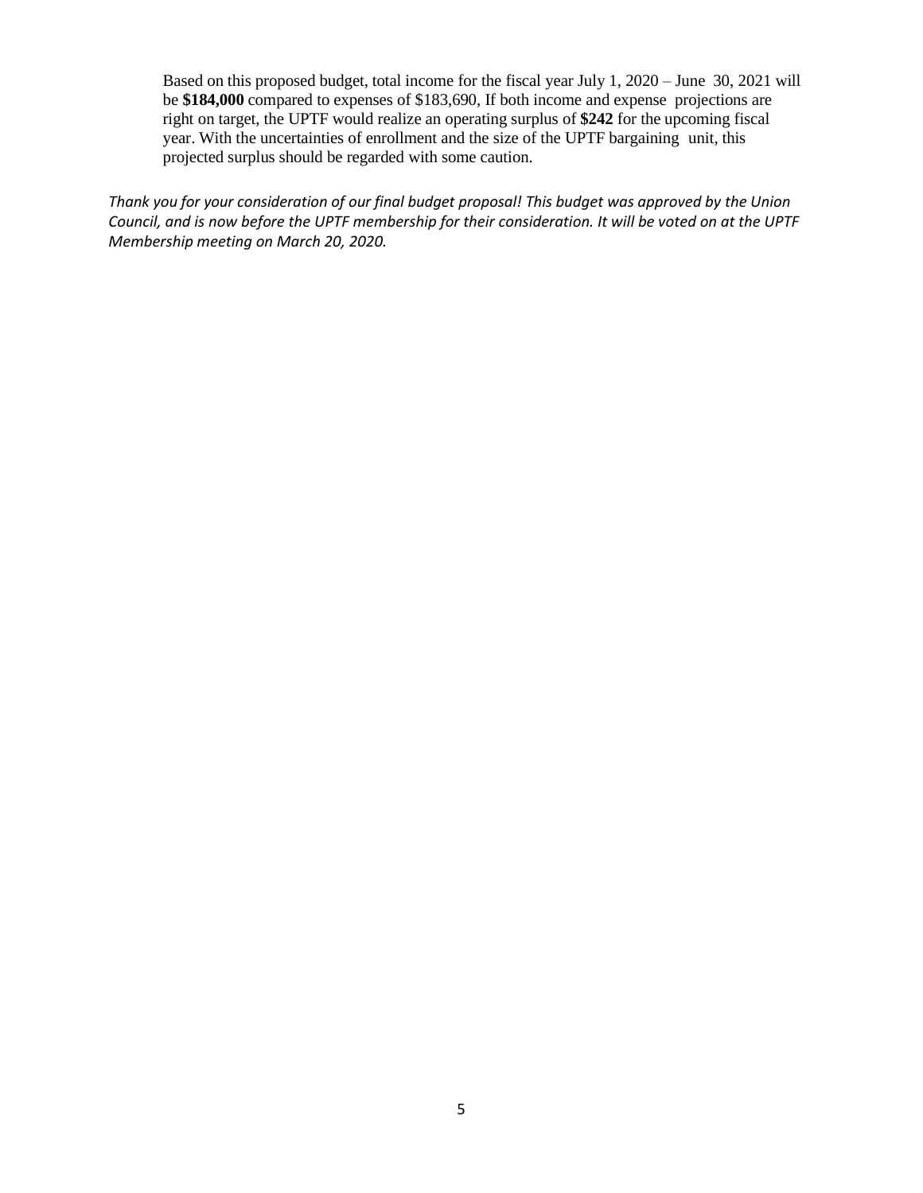Based on this proposed budget, total income for the fiscal year July 1, 2020 – June 30, 2021 will be **$184,000** compared to expenses of $183,690, If both income and expense projections are right on target, the UPTF would realize an operating surplus of **$242** for the upcoming fiscal year. With the uncertainties of enrollment and the size of the UPTF bargaining unit, this projected surplus should be regarded with some caution.

*Thank you for your consideration of our final budget proposal! This budget was approved by the Union Council, and is now before the UPTF membership for their consideration. It will be voted on at the UPTF Membership meeting on March 20, 2020.*